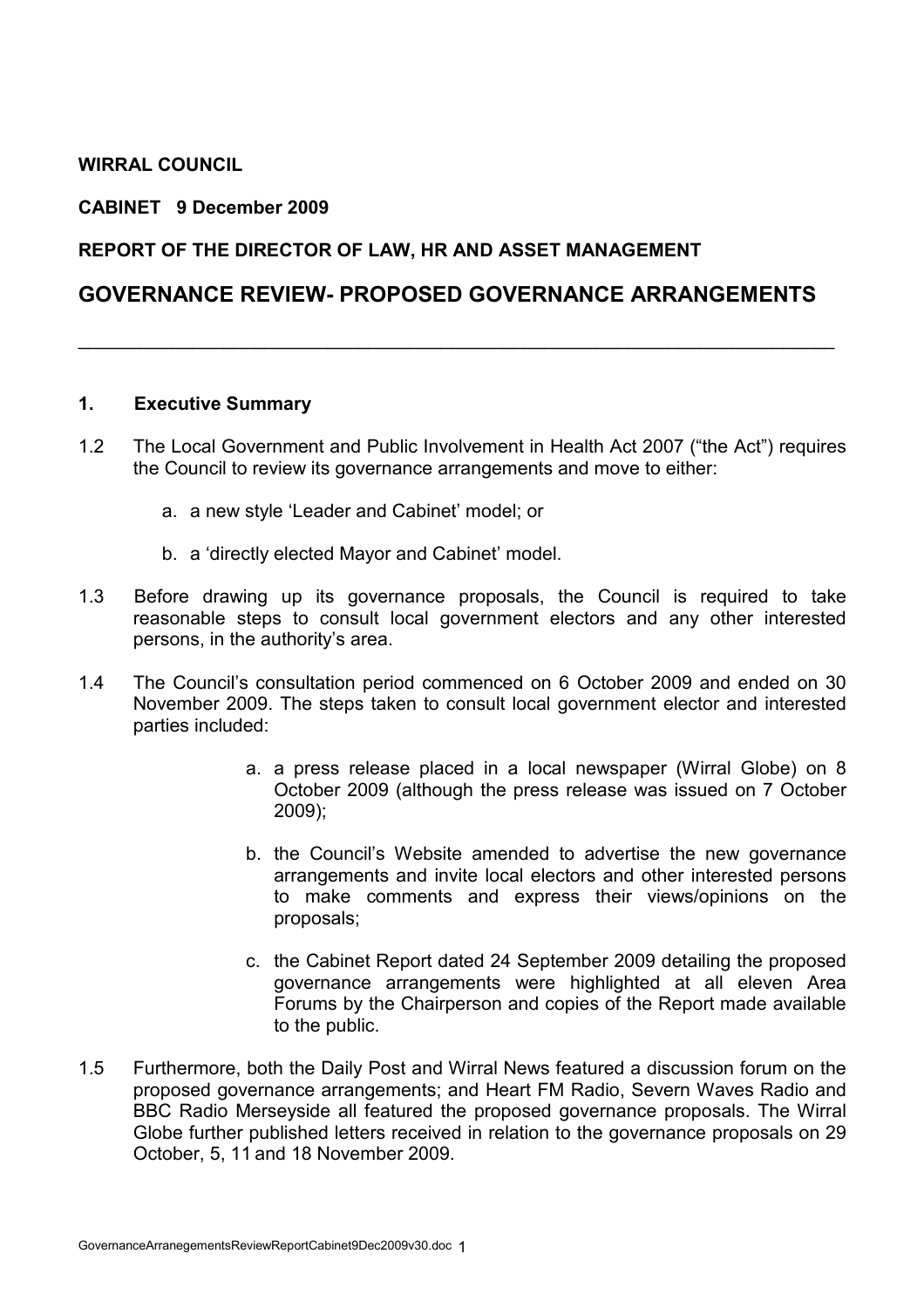**WIRRAL COUNCIL**

**CABINET 9 December 2009**

**REPORT OF THE DIRECTOR OF LAW, HR AND ASSET MANAGEMENT**

## GOVERNANCE REVIEW- PROPOSED GOVERNANCE ARRANGEMENTS

---

**1. Executive Summary**

1.2 The Local Government and Public Involvement in Health Act 2007 ("the Act") requires the Council to review its governance arrangements and move to either:

a. a new style 'Leader and Cabinet' model; or

b. a 'directly elected Mayor and Cabinet' model.

1.3 Before drawing up its governance proposals, the Council is required to take reasonable steps to consult local government electors and any other interested persons, in the authority's area.

1.4 The Council's consultation period commenced on 6 October 2009 and ended on 30 November 2009. The steps taken to consult local government elector and interested parties included:

a. a press release placed in a local newspaper (Wirral Globe) on 8 October 2009 (although the press release was issued on 7 October 2009);

b. the Council's Website amended to advertise the new governance arrangements and invite local electors and other interested persons to make comments and express their views/opinions on the proposals;

c. the Cabinet Report dated 24 September 2009 detailing the proposed governance arrangements were highlighted at all eleven Area Forums by the Chairperson and copies of the Report made available to the public.

1.5 Furthermore, both the Daily Post and Wirral News featured a discussion forum on the proposed governance arrangements; and Heart FM Radio, Severn Waves Radio and BBC Radio Merseyside all featured the proposed governance proposals. The Wirral Globe further published letters received in relation to the governance proposals on 29 October, 5, 11 and 18 November 2009.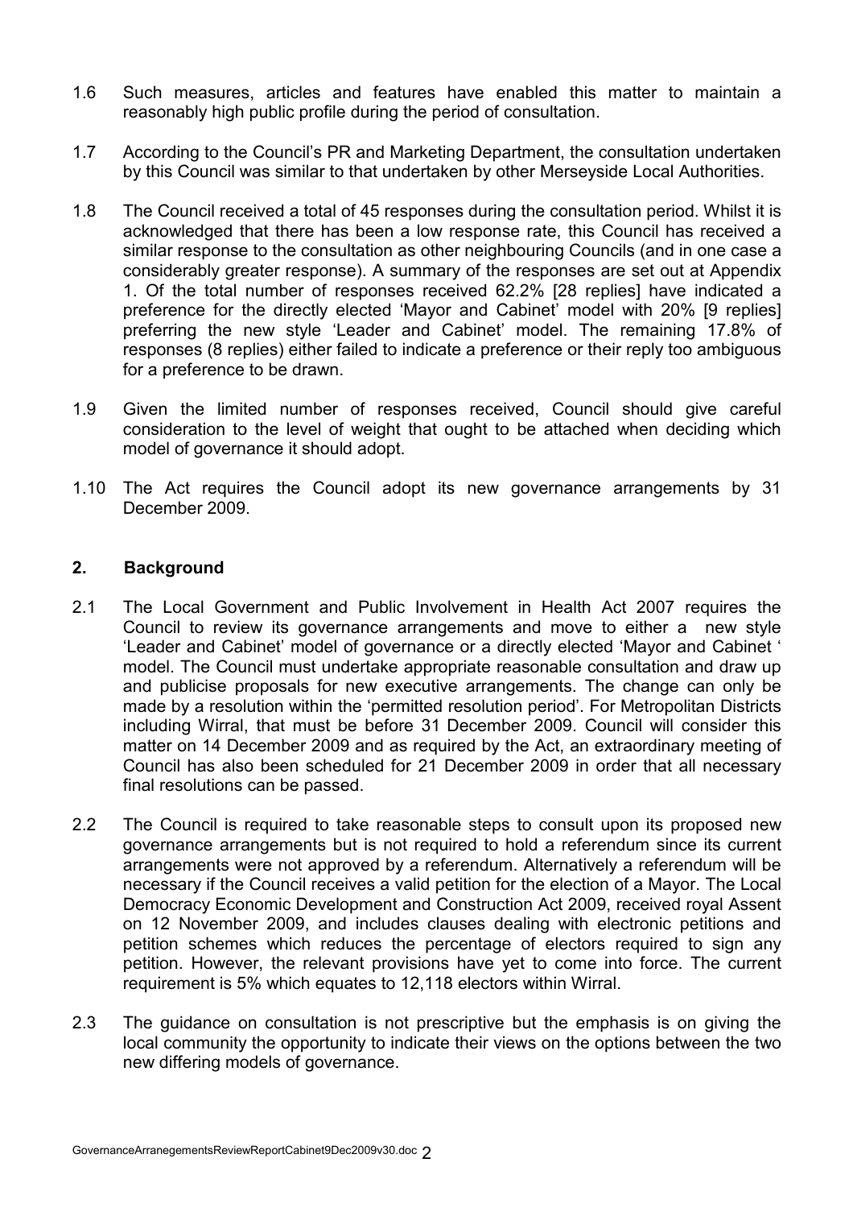1.6 Such measures, articles and features have enabled this matter to maintain a reasonably high public profile during the period of consultation.

1.7 According to the Council's PR and Marketing Department, the consultation undertaken by this Council was similar to that undertaken by other Merseyside Local Authorities.

1.8 The Council received a total of 45 responses during the consultation period. Whilst it is acknowledged that there has been a low response rate, this Council has received a similar response to the consultation as other neighbouring Councils (and in one case a considerably greater response). A summary of the responses are set out at Appendix 1. Of the total number of responses received 62.2% [28 replies] have indicated a preference for the directly elected 'Mayor and Cabinet' model with 20% [9 replies] preferring the new style 'Leader and Cabinet' model. The remaining 17.8% of responses (8 replies) either failed to indicate a preference or their reply too ambiguous for a preference to be drawn.

1.9 Given the limited number of responses received, Council should give careful consideration to the level of weight that ought to be attached when deciding which model of governance it should adopt.

1.10 The Act requires the Council adopt its new governance arrangements by 31 December 2009.

## 2. Background

2.1 The Local Government and Public Involvement in Health Act 2007 requires the Council to review its governance arrangements and move to either a new style 'Leader and Cabinet' model of governance or a directly elected 'Mayor and Cabinet ' model. The Council must undertake appropriate reasonable consultation and draw up and publicise proposals for new executive arrangements. The change can only be made by a resolution within the 'permitted resolution period'. For Metropolitan Districts including Wirral, that must be before 31 December 2009. Council will consider this matter on 14 December 2009 and as required by the Act, an extraordinary meeting of Council has also been scheduled for 21 December 2009 in order that all necessary final resolutions can be passed.

2.2 The Council is required to take reasonable steps to consult upon its proposed new governance arrangements but is not required to hold a referendum since its current arrangements were not approved by a referendum. Alternatively a referendum will be necessary if the Council receives a valid petition for the election of a Mayor. The Local Democracy Economic Development and Construction Act 2009, received royal Assent on 12 November 2009, and includes clauses dealing with electronic petitions and petition schemes which reduces the percentage of electors required to sign any petition. However, the relevant provisions have yet to come into force. The current requirement is 5% which equates to 12,118 electors within Wirral.

2.3 The guidance on consultation is not prescriptive but the emphasis is on giving the local community the opportunity to indicate their views on the options between the two new differing models of governance.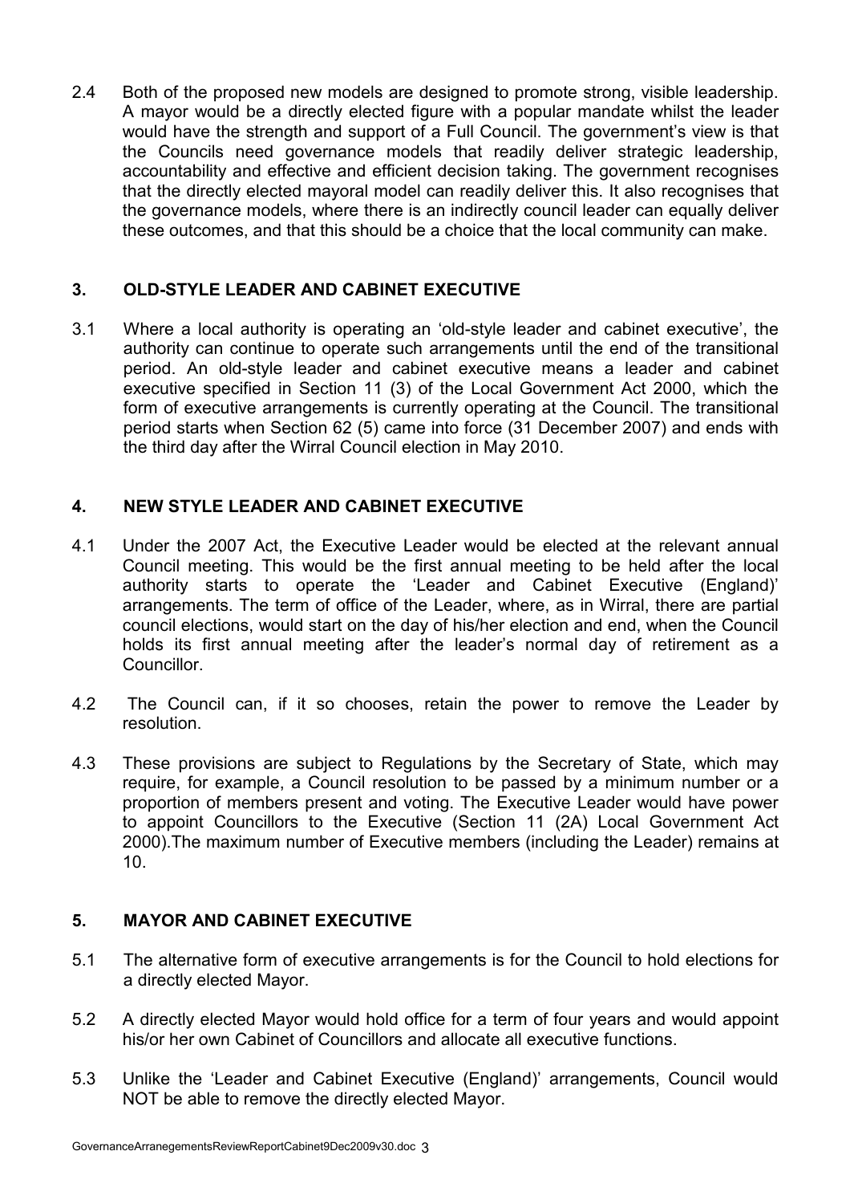2.4 Both of the proposed new models are designed to promote strong, visible leadership. A mayor would be a directly elected figure with a popular mandate whilst the leader would have the strength and support of a Full Council. The government's view is that the Councils need governance models that readily deliver strategic leadership, accountability and effective and efficient decision taking. The government recognises that the directly elected mayoral model can readily deliver this. It also recognises that the governance models, where there is an indirectly council leader can equally deliver these outcomes, and that this should be a choice that the local community can make.

## 3. OLD-STYLE LEADER AND CABINET EXECUTIVE

3.1 Where a local authority is operating an 'old-style leader and cabinet executive', the authority can continue to operate such arrangements until the end of the transitional period. An old-style leader and cabinet executive means a leader and cabinet executive specified in Section 11 (3) of the Local Government Act 2000, which the form of executive arrangements is currently operating at the Council. The transitional period starts when Section 62 (5) came into force (31 December 2007) and ends with the third day after the Wirral Council election in May 2010.

## 4. NEW STYLE LEADER AND CABINET EXECUTIVE

4.1 Under the 2007 Act, the Executive Leader would be elected at the relevant annual Council meeting. This would be the first annual meeting to be held after the local authority starts to operate the 'Leader and Cabinet Executive (England)' arrangements. The term of office of the Leader, where, as in Wirral, there are partial council elections, would start on the day of his/her election and end, when the Council holds its first annual meeting after the leader's normal day of retirement as a Councillor.

4.2 The Council can, if it so chooses, retain the power to remove the Leader by resolution.

4.3 These provisions are subject to Regulations by the Secretary of State, which may require, for example, a Council resolution to be passed by a minimum number or a proportion of members present and voting. The Executive Leader would have power to appoint Councillors to the Executive (Section 11 (2A) Local Government Act 2000).The maximum number of Executive members (including the Leader) remains at 10.

## 5. MAYOR AND CABINET EXECUTIVE

5.1 The alternative form of executive arrangements is for the Council to hold elections for a directly elected Mayor.

5.2 A directly elected Mayor would hold office for a term of four years and would appoint his/or her own Cabinet of Councillors and allocate all executive functions.

5.3 Unlike the 'Leader and Cabinet Executive (England)' arrangements, Council would NOT be able to remove the directly elected Mayor.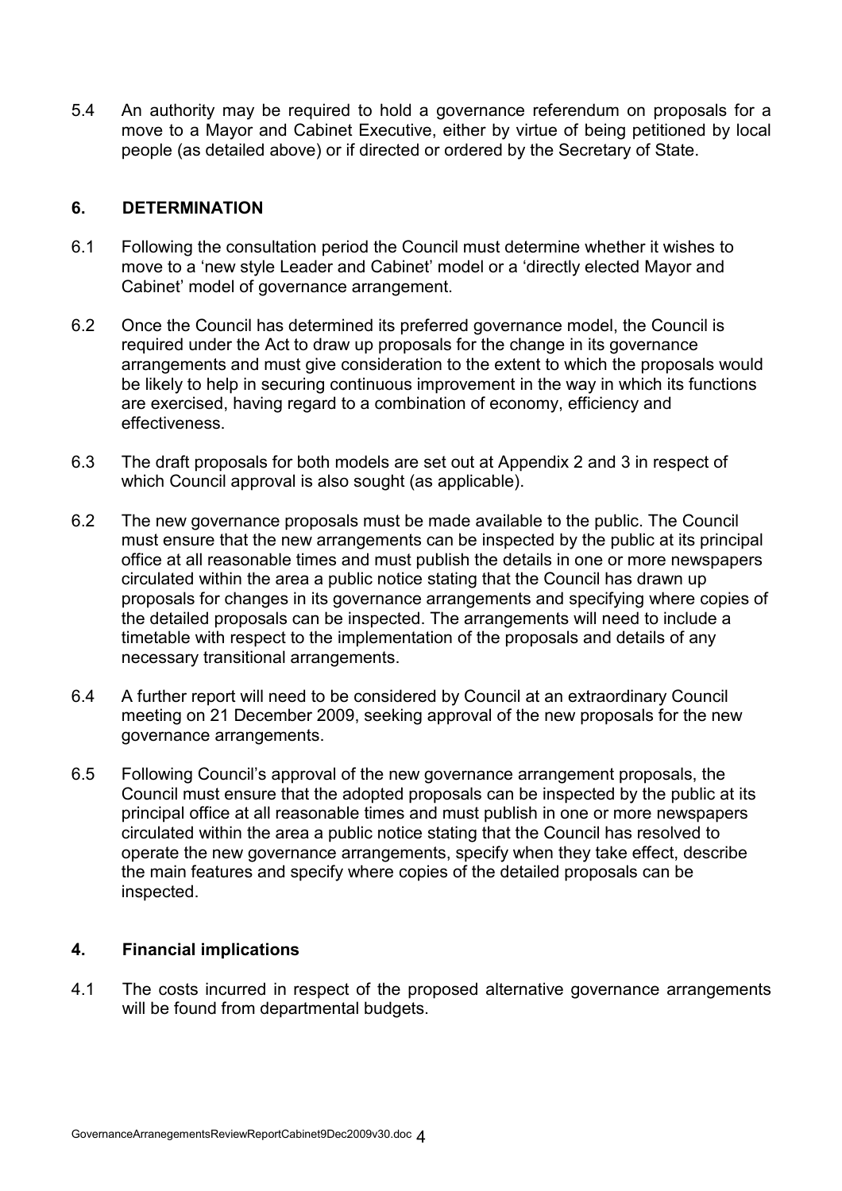5.4 An authority may be required to hold a governance referendum on proposals for a move to a Mayor and Cabinet Executive, either by virtue of being petitioned by local people (as detailed above) or if directed or ordered by the Secretary of State.

## 6. DETERMINATION

6.1 Following the consultation period the Council must determine whether it wishes to move to a 'new style Leader and Cabinet' model or a 'directly elected Mayor and Cabinet' model of governance arrangement.

6.2 Once the Council has determined its preferred governance model, the Council is required under the Act to draw up proposals for the change in its governance arrangements and must give consideration to the extent to which the proposals would be likely to help in securing continuous improvement in the way in which its functions are exercised, having regard to a combination of economy, efficiency and effectiveness.

6.3 The draft proposals for both models are set out at Appendix 2 and 3 in respect of which Council approval is also sought (as applicable).

6.2 The new governance proposals must be made available to the public. The Council must ensure that the new arrangements can be inspected by the public at its principal office at all reasonable times and must publish the details in one or more newspapers circulated within the area a public notice stating that the Council has drawn up proposals for changes in its governance arrangements and specifying where copies of the detailed proposals can be inspected. The arrangements will need to include a timetable with respect to the implementation of the proposals and details of any necessary transitional arrangements.

6.4 A further report will need to be considered by Council at an extraordinary Council meeting on 21 December 2009, seeking approval of the new proposals for the new governance arrangements.

6.5 Following Council's approval of the new governance arrangement proposals, the Council must ensure that the adopted proposals can be inspected by the public at its principal office at all reasonable times and must publish in one or more newspapers circulated within the area a public notice stating that the Council has resolved to operate the new governance arrangements, specify when they take effect, describe the main features and specify where copies of the detailed proposals can be inspected.

## 4. Financial implications

4.1 The costs incurred in respect of the proposed alternative governance arrangements will be found from departmental budgets.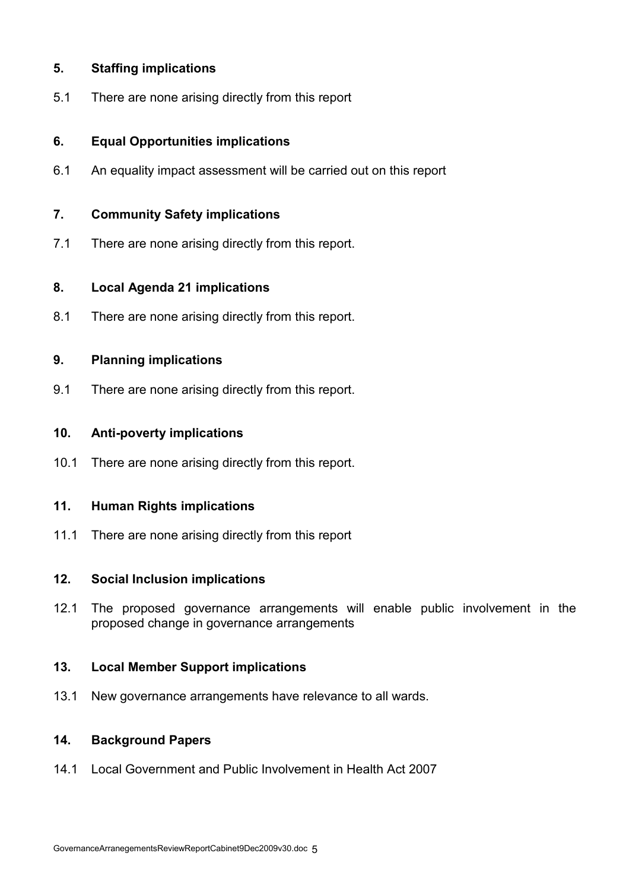## 5. Staffing implications

5.1 There are none arising directly from this report

## 6. Equal Opportunities implications

6.1 An equality impact assessment will be carried out on this report

## 7. Community Safety implications

7.1 There are none arising directly from this report.

## 8. Local Agenda 21 implications

8.1 There are none arising directly from this report.

## 9. Planning implications

9.1 There are none arising directly from this report.

## 10. Anti-poverty implications

10.1 There are none arising directly from this report.

## 11. Human Rights implications

11.1 There are none arising directly from this report

## 12. Social Inclusion implications

12.1 The proposed governance arrangements will enable public involvement in the proposed change in governance arrangements

## 13. Local Member Support implications

13.1 New governance arrangements have relevance to all wards.

## 14. Background Papers

14.1 Local Government and Public Involvement in Health Act 2007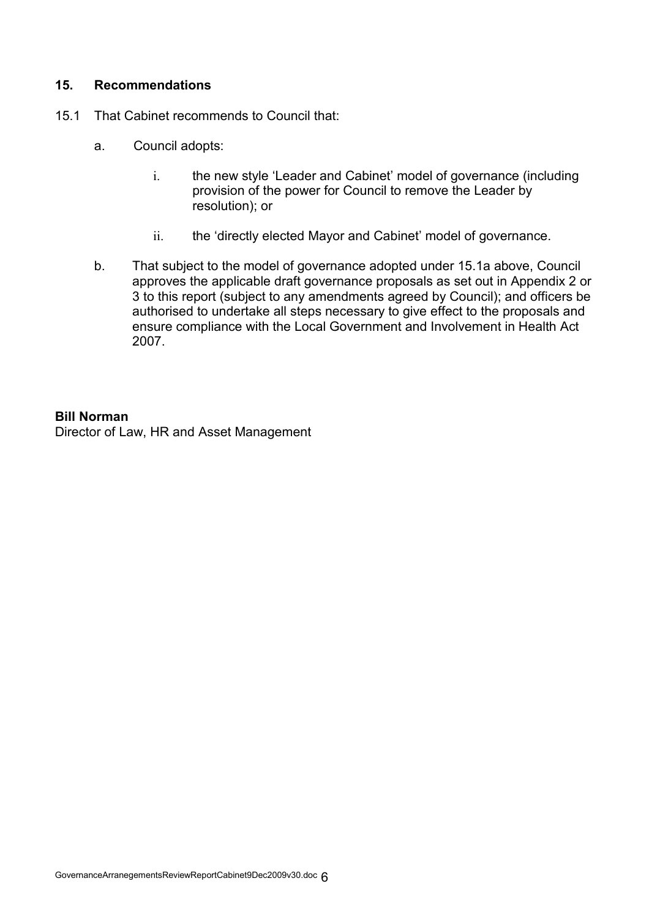## 15. Recommendations

15.1 That Cabinet recommends to Council that:

a. Council adopts:

   i. the new style 'Leader and Cabinet' model of governance (including provision of the power for Council to remove the Leader by resolution); or

   ii. the 'directly elected Mayor and Cabinet' model of governance.

b. That subject to the model of governance adopted under 15.1a above, Council approves the applicable draft governance proposals as set out in Appendix 2 or 3 to this report (subject to any amendments agreed by Council); and officers be authorised to undertake all steps necessary to give effect to the proposals and ensure compliance with the Local Government and Involvement in Health Act 2007.

**Bill Norman**
Director of Law, HR and Asset Management